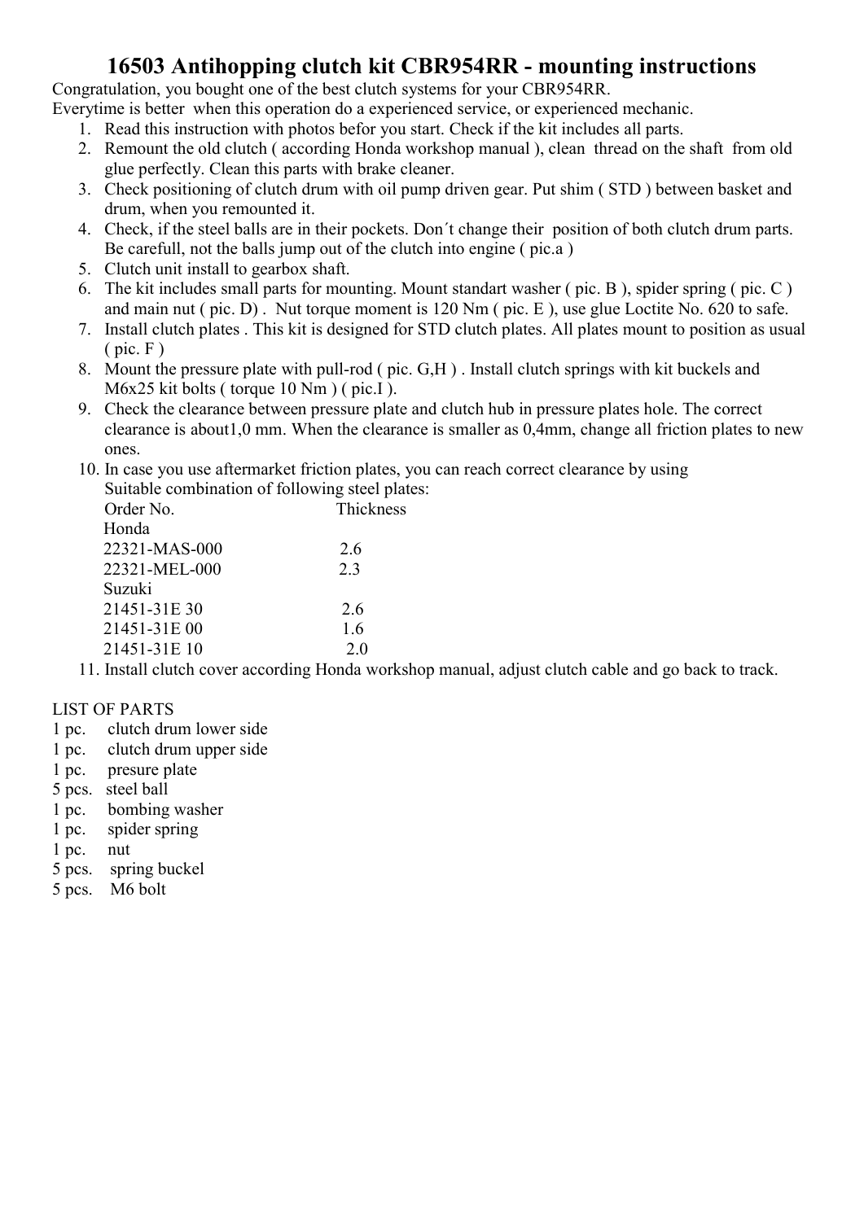# 16503 Antihopping clutch kit CBR954RR - mounting instructions

Congratulation, you bought one of the best clutch systems for your CBR954RR.
Everytime is better  when this operation do a experienced service, or experienced mechanic.

1. Read this instruction with photos befor you start. Check if the kit includes all parts.
2. Remount the old clutch ( according Honda workshop manual ), clean  thread on the shaft  from old glue perfectly. Clean this parts with brake cleaner.
3. Check positioning of clutch drum with oil pump driven gear. Put shim ( STD ) between basket and drum, when you remounted it.
4. Check, if the steel balls are in their pockets. Don´t change their  position of both clutch drum parts. Be carefull, not the balls jump out of the clutch into engine ( pic.a )
5. Clutch unit install to gearbox shaft.
6. The kit includes small parts for mounting. Mount standart washer ( pic. B ), spider spring ( pic. C ) and main nut ( pic. D) .  Nut torque moment is 120 Nm ( pic. E ), use glue Loctite No. 620 to safe.
7. Install clutch plates . This kit is designed for STD clutch plates. All plates mount to position as usual ( pic. F )
8. Mount the pressure plate with pull-rod ( pic. G,H ) . Install clutch springs with kit buckels and M6x25 kit bolts ( torque 10 Nm ) ( pic.I ).
9. Check the clearance between pressure plate and clutch hub in pressure plates hole. The correct clearance is about1,0 mm. When the clearance is smaller as 0,4mm, change all friction plates to new ones.
10. In case you use aftermarket friction plates, you can reach correct clearance by using Suitable combination of following steel plates:

| Order No. | Thickness |
| --- | --- |
| Honda | |
| 22321-MAS-000 | 2.6 |
| 22321-MEL-000 | 2.3 |
| Suzuki | |
| 21451-31E 30 | 2.6 |
| 21451-31E 00 | 1.6 |
| 21451-31E 10 | 2.0 |

11. Install clutch cover according Honda workshop manual, adjust clutch cable and go back to track.

LIST OF PARTS

1 pc.     clutch drum lower side
1 pc.     clutch drum upper side
1 pc.     presure plate
5 pcs.   steel ball
1 pc.     bombing washer
1 pc.     spider spring
1 pc.     nut
5 pcs.    spring buckel
5 pcs.    M6 bolt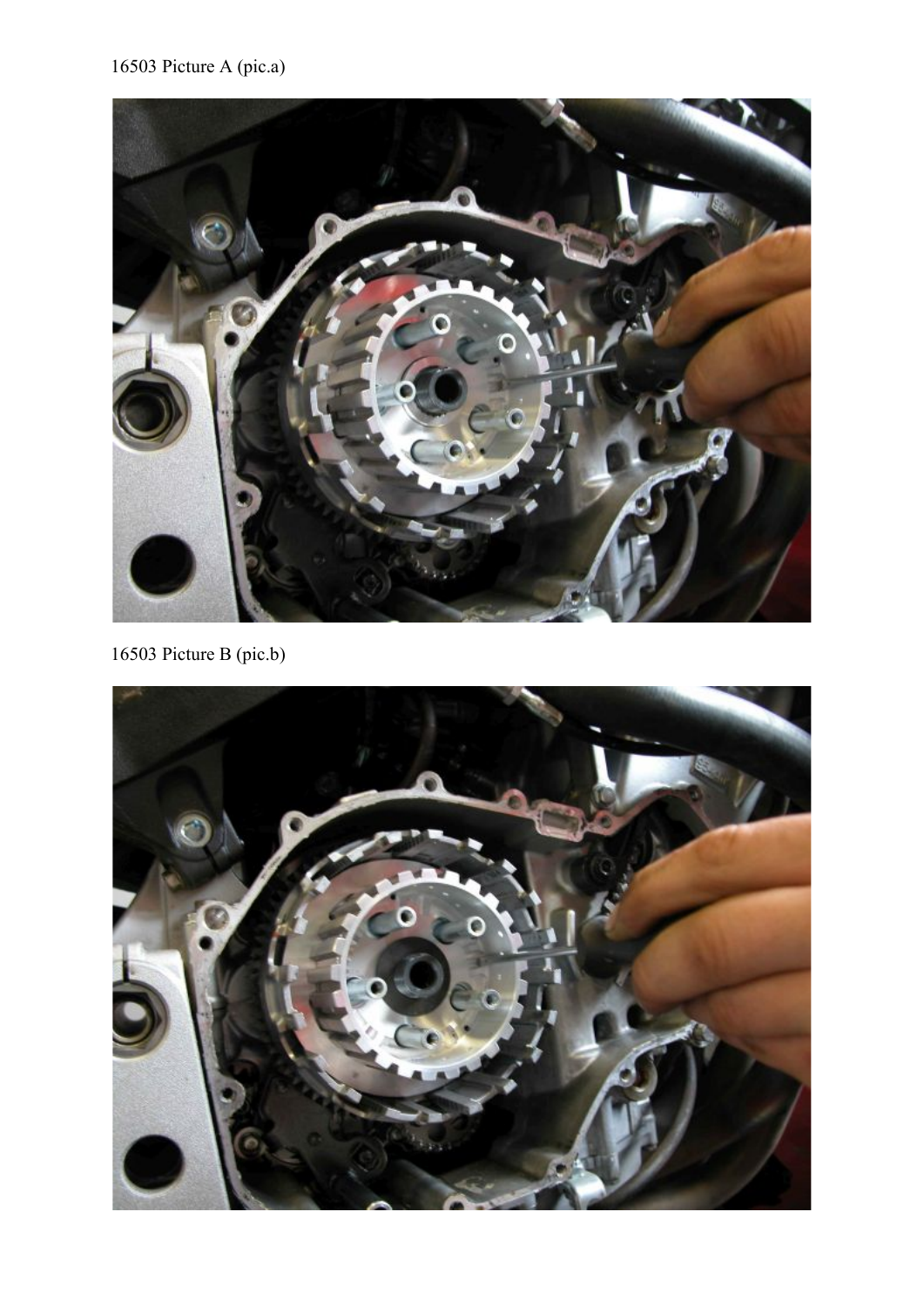16503 Picture A (pic.a)

16503 Picture B (pic.b)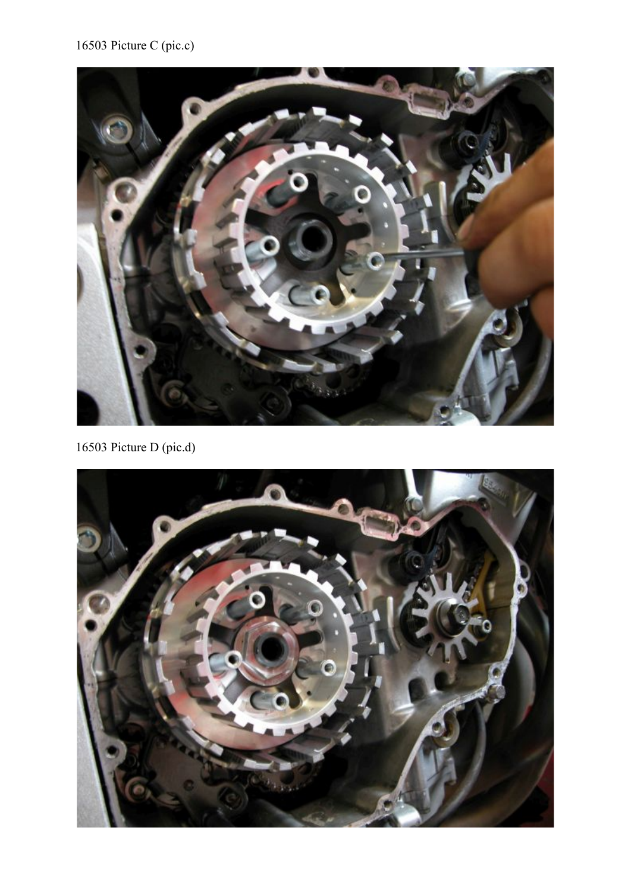16503 Picture C (pic.c)

16503 Picture D (pic.d)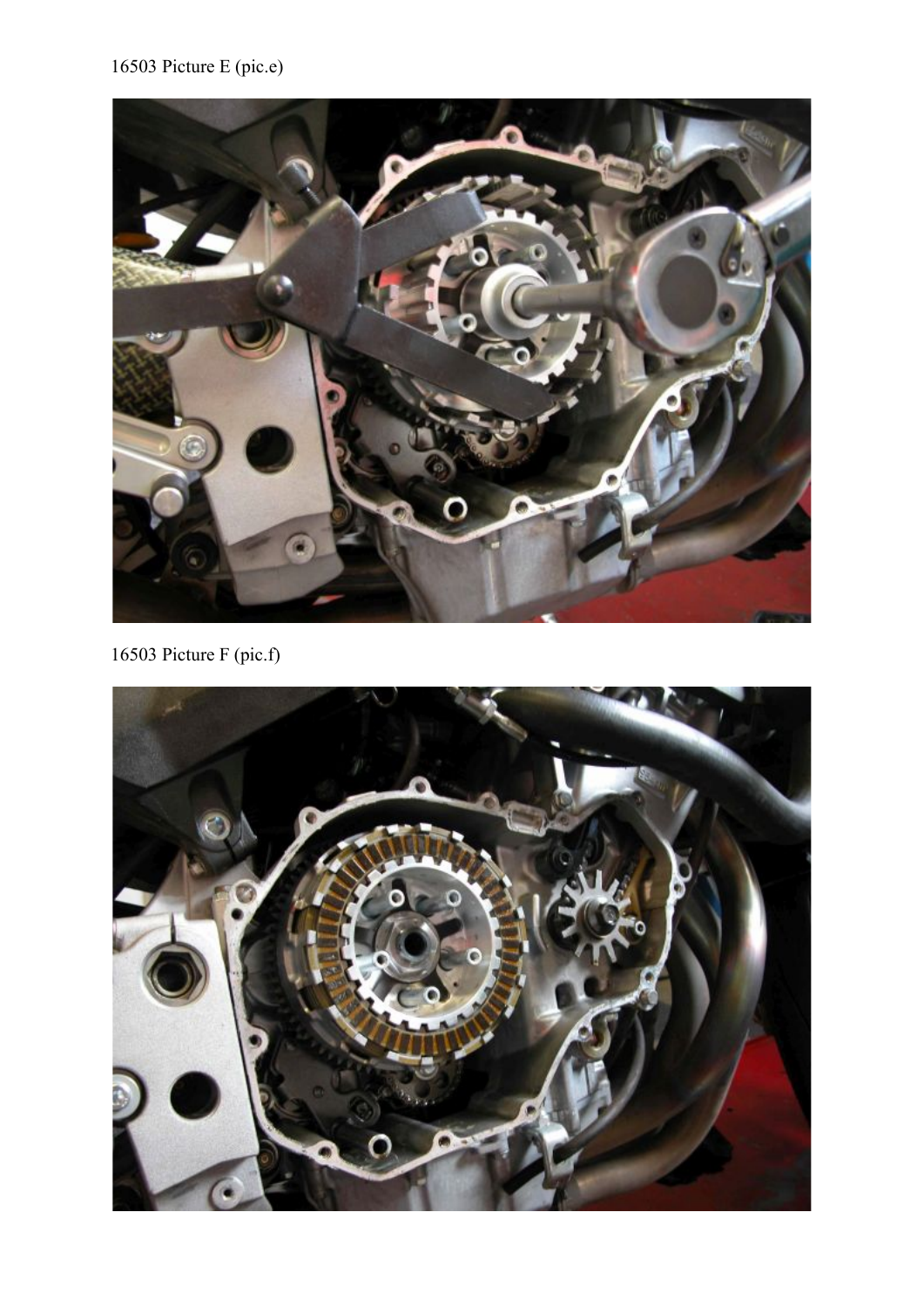16503 Picture E (pic.e)

16503 Picture F (pic.f)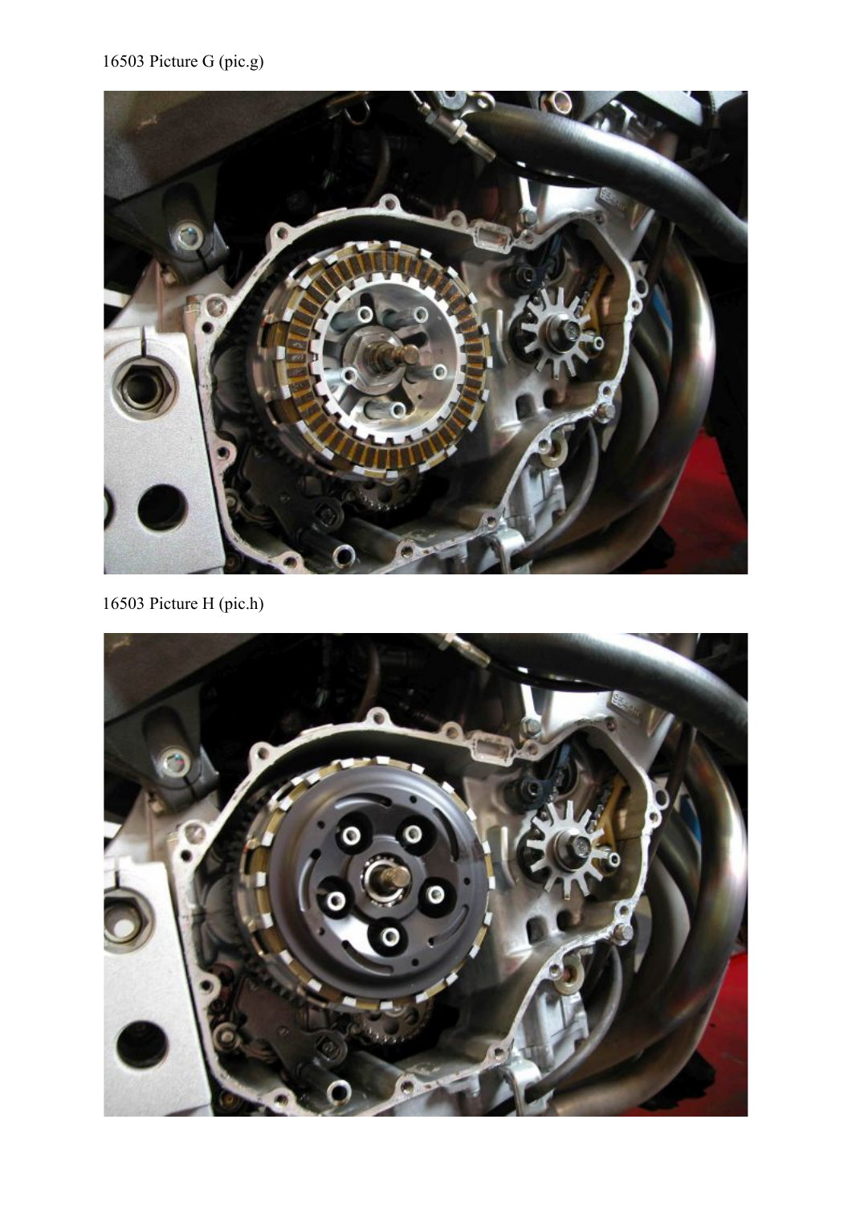16503 Picture G (pic.g)

16503 Picture H (pic.h)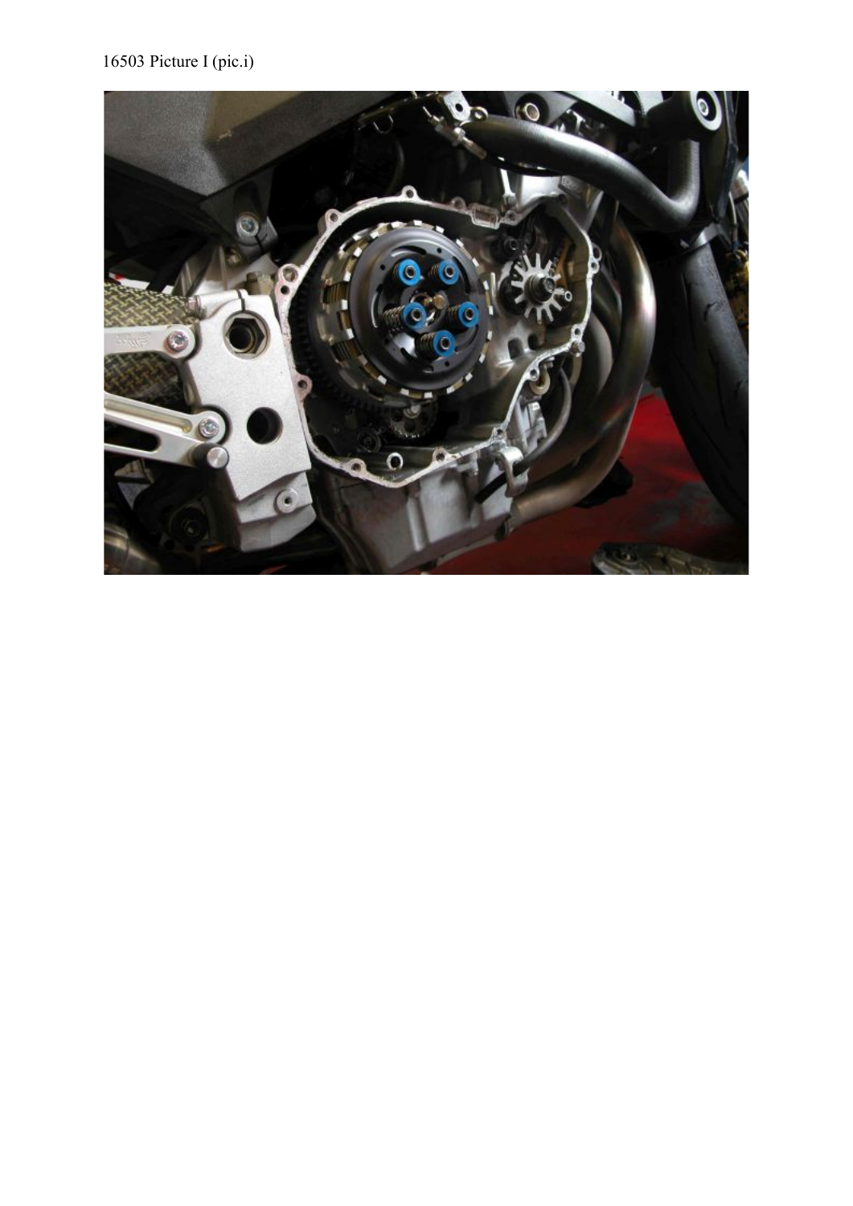16503 Picture I (pic.i)